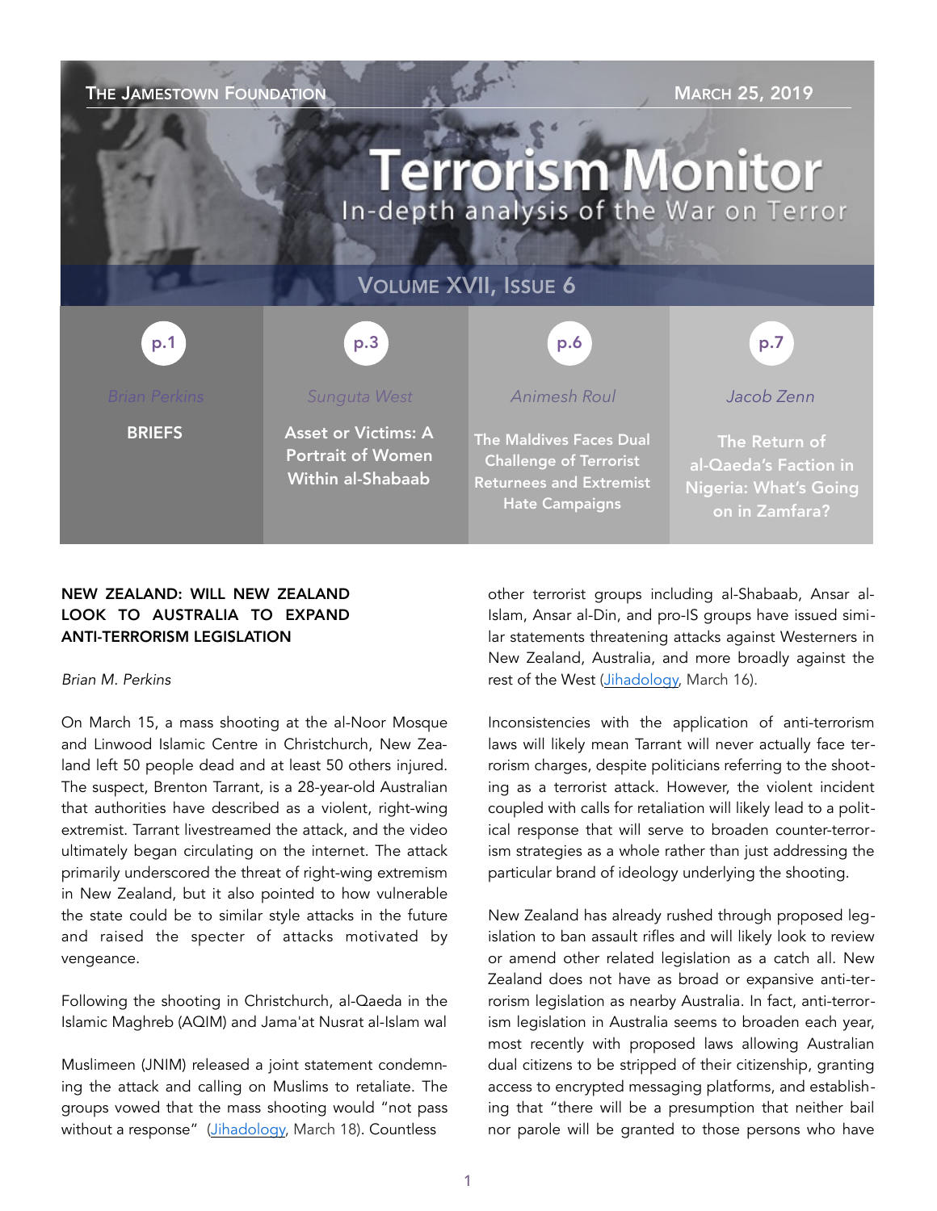# Terrorism Monitor

In-depth analysis of the War on Terror

The Jamestown Foundation — March 25, 2019

Volume XVII, Issue 6

| p.1 | p.3 | p.6 | p.7 |
|---|---|---|---|
| *Brian Perkins* | *Sunguta West* | *Animesh Roul* | *Jacob Zenn* |
| **BRIEFS** | **Asset or Victims: A Portrait of Women Within al-Shabaab** | **The Maldives Faces Dual Challenge of Terrorist Returnees and Extremist Hate Campaigns** | **The Return of al-Qaeda's Faction in Nigeria: What's Going on in Zamfara?** |

## NEW ZEALAND: WILL NEW ZEALAND LOOK TO AUSTRALIA TO EXPAND ANTI-TERRORISM LEGISLATION

*Brian M. Perkins*

On March 15, a mass shooting at the al-Noor Mosque and Linwood Islamic Centre in Christchurch, New Zealand left 50 people dead and at least 50 others injured. The suspect, Brenton Tarrant, is a 28-year-old Australian that authorities have described as a violent, right-wing extremist. Tarrant livestreamed the attack, and the video ultimately began circulating on the internet. The attack primarily underscored the threat of right-wing extremism in New Zealand, but it also pointed to how vulnerable the state could be to similar style attacks in the future and raised the specter of attacks motivated by vengeance.

Following the shooting in Christchurch, al-Qaeda in the Islamic Maghreb (AQIM) and Jama'at Nusrat al-Islam wal Muslimeen (JNIM) released a joint statement condemning the attack and calling on Muslims to retaliate. The groups vowed that the mass shooting would "not pass without a response" (Jihadology, March 18). Countless other terrorist groups including al-Shabaab, Ansar al-Islam, Ansar al-Din, and pro-IS groups have issued similar statements threatening attacks against Westerners in New Zealand, Australia, and more broadly against the rest of the West (Jihadology, March 16).

Inconsistencies with the application of anti-terrorism laws will likely mean Tarrant will never actually face terrorism charges, despite politicians referring to the shooting as a terrorist attack. However, the violent incident coupled with calls for retaliation will likely lead to a political response that will serve to broaden counter-terrorism strategies as a whole rather than just addressing the particular brand of ideology underlying the shooting.

New Zealand has already rushed through proposed legislation to ban assault rifles and will likely look to review or amend other related legislation as a catch all. New Zealand does not have as broad or expansive anti-terrorism legislation as nearby Australia. In fact, anti-terrorism legislation in Australia seems to broaden each year, most recently with proposed laws allowing Australian dual citizens to be stripped of their citizenship, granting access to encrypted messaging platforms, and establishing that "there will be a presumption that neither bail nor parole will be granted to those persons who have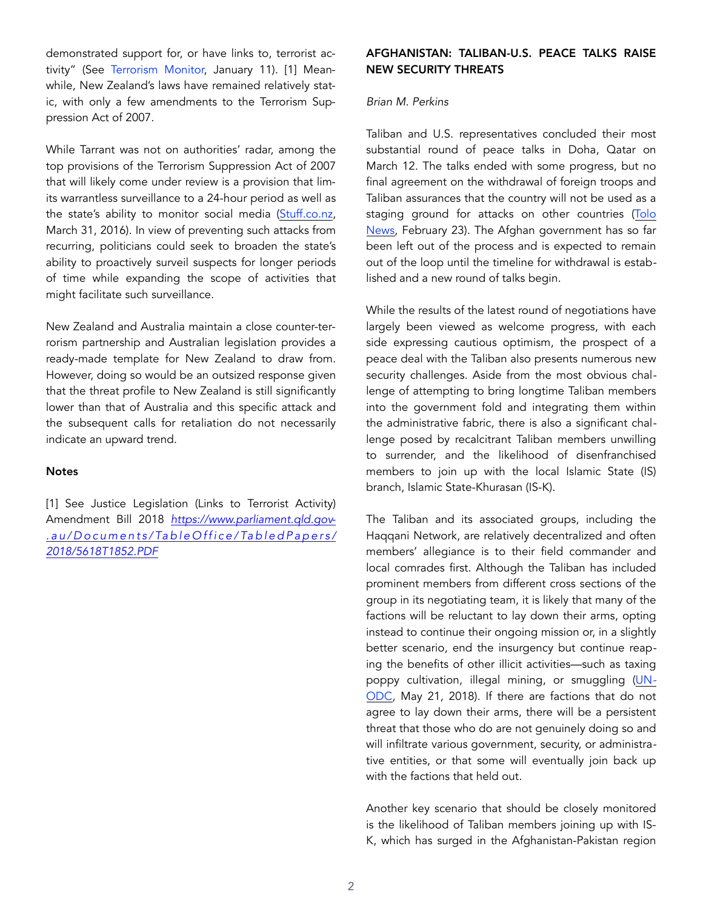demonstrated support for, or have links to, terrorist activity" (See Terrorism Monitor, January 11). [1] Meanwhile, New Zealand's laws have remained relatively static, with only a few amendments to the Terrorism Suppression Act of 2007.

While Tarrant was not on authorities' radar, among the top provisions of the Terrorism Suppression Act of 2007 that will likely come under review is a provision that limits warrantless surveillance to a 24-hour period as well as the state's ability to monitor social media (Stuff.co.nz, March 31, 2016). In view of preventing such attacks from recurring, politicians could seek to broaden the state's ability to proactively surveil suspects for longer periods of time while expanding the scope of activities that might facilitate such surveillance.

New Zealand and Australia maintain a close counter-terrorism partnership and Australian legislation provides a ready-made template for New Zealand to draw from. However, doing so would be an outsized response given that the threat profile to New Zealand is still significantly lower than that of Australia and this specific attack and the subsequent calls for retaliation do not necessarily indicate an upward trend.

**Notes**

[1] See Justice Legislation (Links to Terrorist Activity) Amendment Bill 2018 *https://www.parliament.qld.gov.au/Documents/TableOffice/TabledPapers/2018/5618T1852.PDF*

## AFGHANISTAN: TALIBAN-U.S. PEACE TALKS RAISE NEW SECURITY THREATS

*Brian M. Perkins*

Taliban and U.S. representatives concluded their most substantial round of peace talks in Doha, Qatar on March 12. The talks ended with some progress, but no final agreement on the withdrawal of foreign troops and Taliban assurances that the country will not be used as a staging ground for attacks on other countries (Tolo News, February 23). The Afghan government has so far been left out of the process and is expected to remain out of the loop until the timeline for withdrawal is established and a new round of talks begin.

While the results of the latest round of negotiations have largely been viewed as welcome progress, with each side expressing cautious optimism, the prospect of a peace deal with the Taliban also presents numerous new security challenges. Aside from the most obvious challenge of attempting to bring longtime Taliban members into the government fold and integrating them within the administrative fabric, there is also a significant challenge posed by recalcitrant Taliban members unwilling to surrender, and the likelihood of disenfranchised members to join up with the local Islamic State (IS) branch, Islamic State-Khurasan (IS-K).

The Taliban and its associated groups, including the Haqqani Network, are relatively decentralized and often members' allegiance is to their field commander and local comrades first. Although the Taliban has included prominent members from different cross sections of the group in its negotiating team, it is likely that many of the factions will be reluctant to lay down their arms, opting instead to continue their ongoing mission or, in a slightly better scenario, end the insurgency but continue reaping the benefits of other illicit activities—such as taxing poppy cultivation, illegal mining, or smuggling (UNODC, May 21, 2018). If there are factions that do not agree to lay down their arms, there will be a persistent threat that those who do are not genuinely doing so and will infiltrate various government, security, or administrative entities, or that some will eventually join back up with the factions that held out.

Another key scenario that should be closely monitored is the likelihood of Taliban members joining up with IS-K, which has surged in the Afghanistan-Pakistan region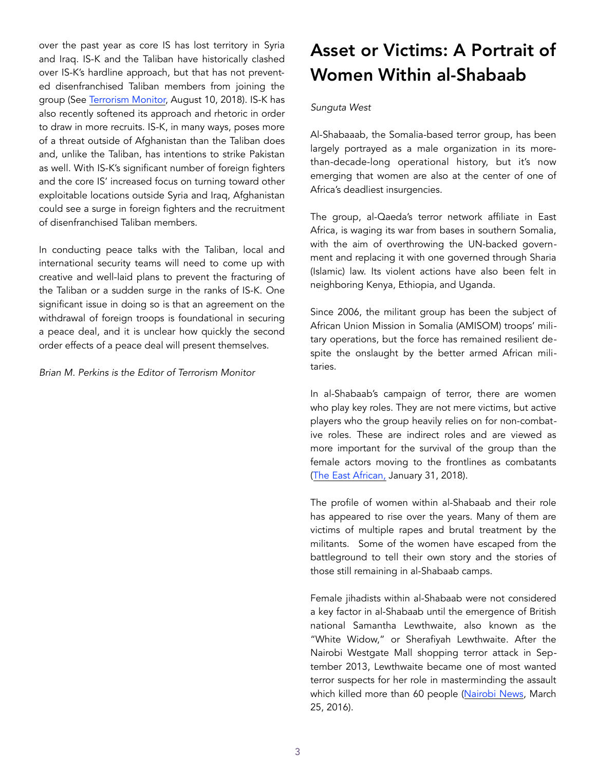over the past year as core IS has lost territory in Syria and Iraq. IS-K and the Taliban have historically clashed over IS-K's hardline approach, but that has not prevented disenfranchised Taliban members from joining the group (See Terrorism Monitor, August 10, 2018). IS-K has also recently softened its approach and rhetoric in order to draw in more recruits. IS-K, in many ways, poses more of a threat outside of Afghanistan than the Taliban does and, unlike the Taliban, has intentions to strike Pakistan as well. With IS-K's significant number of foreign fighters and the core IS' increased focus on turning toward other exploitable locations outside Syria and Iraq, Afghanistan could see a surge in foreign fighters and the recruitment of disenfranchised Taliban members.

In conducting peace talks with the Taliban, local and international security teams will need to come up with creative and well-laid plans to prevent the fracturing of the Taliban or a sudden surge in the ranks of IS-K. One significant issue in doing so is that an agreement on the withdrawal of foreign troops is foundational in securing a peace deal, and it is unclear how quickly the second order effects of a peace deal will present themselves.

*Brian M. Perkins is the Editor of Terrorism Monitor*

# Asset or Victims: A Portrait of Women Within al-Shabaab

*Sunguta West*

Al-Shabaaab, the Somalia-based terror group, has been largely portrayed as a male organization in its more-than-decade-long operational history, but it's now emerging that women are also at the center of one of Africa's deadliest insurgencies.

The group, al-Qaeda's terror network affiliate in East Africa, is waging its war from bases in southern Somalia, with the aim of overthrowing the UN-backed government and replacing it with one governed through Sharia (Islamic) law. Its violent actions have also been felt in neighboring Kenya, Ethiopia, and Uganda.

Since 2006, the militant group has been the subject of African Union Mission in Somalia (AMISOM) troops' military operations, but the force has remained resilient despite the onslaught by the better armed African militaries.

In al-Shabaab's campaign of terror, there are women who play key roles. They are not mere victims, but active players who the group heavily relies on for non-combative roles. These are indirect roles and are viewed as more important for the survival of the group than the female actors moving to the frontlines as combatants (The East African, January 31, 2018).

The profile of women within al-Shabaab and their role has appeared to rise over the years. Many of them are victims of multiple rapes and brutal treatment by the militants. Some of the women have escaped from the battleground to tell their own story and the stories of those still remaining in al-Shabaab camps.

Female jihadists within al-Shabaab were not considered a key factor in al-Shabaab until the emergence of British national Samantha Lewthwaite, also known as the "White Widow," or Sherafiyah Lewthwaite. After the Nairobi Westgate Mall shopping terror attack in September 2013, Lewthwaite became one of most wanted terror suspects for her role in masterminding the assault which killed more than 60 people (Nairobi News, March 25, 2016).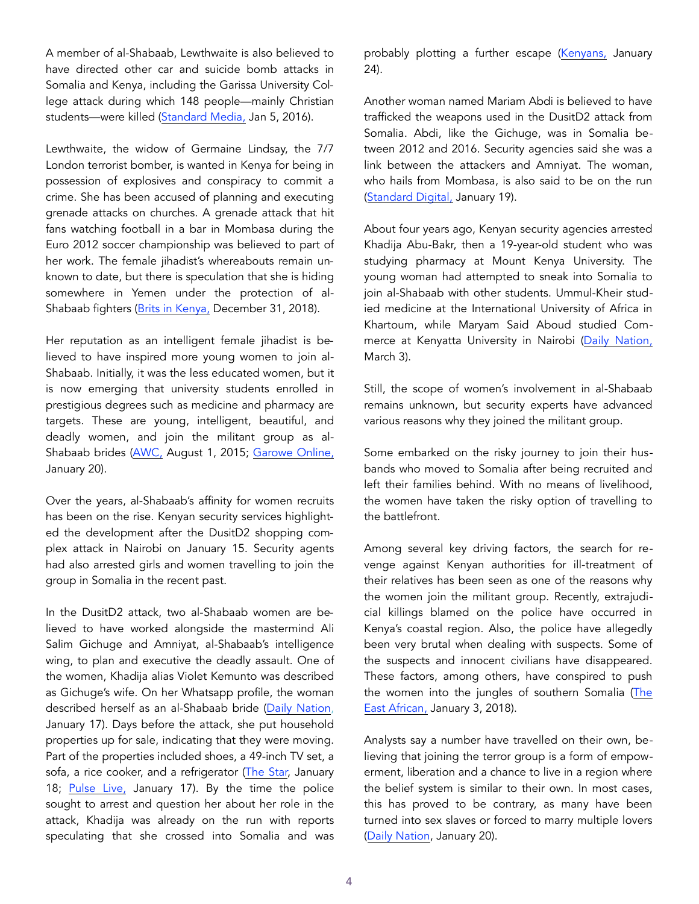A member of al-Shabaab, Lewthwaite is also believed to have directed other car and suicide bomb attacks in Somalia and Kenya, including the Garissa University College attack during which 148 people—mainly Christian students—were killed (Standard Media, Jan 5, 2016).

Lewthwaite, the widow of Germaine Lindsay, the 7/7 London terrorist bomber, is wanted in Kenya for being in possession of explosives and conspiracy to commit a crime. She has been accused of planning and executing grenade attacks on churches. A grenade attack that hit fans watching football in a bar in Mombasa during the Euro 2012 soccer championship was believed to part of her work. The female jihadist's whereabouts remain unknown to date, but there is speculation that she is hiding somewhere in Yemen under the protection of al-Shabaab fighters (Brits in Kenya, December 31, 2018).

Her reputation as an intelligent female jihadist is believed to have inspired more young women to join al-Shabaab. Initially, it was the less educated women, but it is now emerging that university students enrolled in prestigious degrees such as medicine and pharmacy are targets. These are young, intelligent, beautiful, and deadly women, and join the militant group as al-Shabaab brides (AWC, August 1, 2015; Garowe Online, January 20).

Over the years, al-Shabaab's affinity for women recruits has been on the rise. Kenyan security services highlighted the development after the DusitD2 shopping complex attack in Nairobi on January 15. Security agents had also arrested girls and women travelling to join the group in Somalia in the recent past.

In the DusitD2 attack, two al-Shabaab women are believed to have worked alongside the mastermind Ali Salim Gichuge and Amniyat, al-Shabaab's intelligence wing, to plan and executive the deadly assault. One of the women, Khadija alias Violet Kemunto was described as Gichuge's wife. On her Whatsapp profile, the woman described herself as an al-Shabaab bride (Daily Nation, January 17). Days before the attack, she put household properties up for sale, indicating that they were moving. Part of the properties included shoes, a 49-inch TV set, a sofa, a rice cooker, and a refrigerator (The Star, January 18; Pulse Live, January 17). By the time the police sought to arrest and question her about her role in the attack, Khadija was already on the run with reports speculating that she crossed into Somalia and was probably plotting a further escape (Kenyans, January 24).

Another woman named Mariam Abdi is believed to have trafficked the weapons used in the DusitD2 attack from Somalia. Abdi, like the Gichuge, was in Somalia between 2012 and 2016. Security agencies said she was a link between the attackers and Amniyat. The woman, who hails from Mombasa, is also said to be on the run (Standard Digital, January 19).

About four years ago, Kenyan security agencies arrested Khadija Abu-Bakr, then a 19-year-old student who was studying pharmacy at Mount Kenya University. The young woman had attempted to sneak into Somalia to join al-Shabaab with other students. Ummul-Kheir studied medicine at the International University of Africa in Khartoum, while Maryam Said Aboud studied Commerce at Kenyatta University in Nairobi (Daily Nation, March 3).

Still, the scope of women's involvement in al-Shabaab remains unknown, but security experts have advanced various reasons why they joined the militant group.

Some embarked on the risky journey to join their husbands who moved to Somalia after being recruited and left their families behind. With no means of livelihood, the women have taken the risky option of travelling to the battlefront.

Among several key driving factors, the search for revenge against Kenyan authorities for ill-treatment of their relatives has been seen as one of the reasons why the women join the militant group. Recently, extrajudicial killings blamed on the police have occurred in Kenya's coastal region. Also, the police have allegedly been very brutal when dealing with suspects. Some of the suspects and innocent civilians have disappeared. These factors, among others, have conspired to push the women into the jungles of southern Somalia (The East African, January 3, 2018).

Analysts say a number have travelled on their own, believing that joining the terror group is a form of empowerment, liberation and a chance to live in a region where the belief system is similar to their own. In most cases, this has proved to be contrary, as many have been turned into sex slaves or forced to marry multiple lovers (Daily Nation, January 20).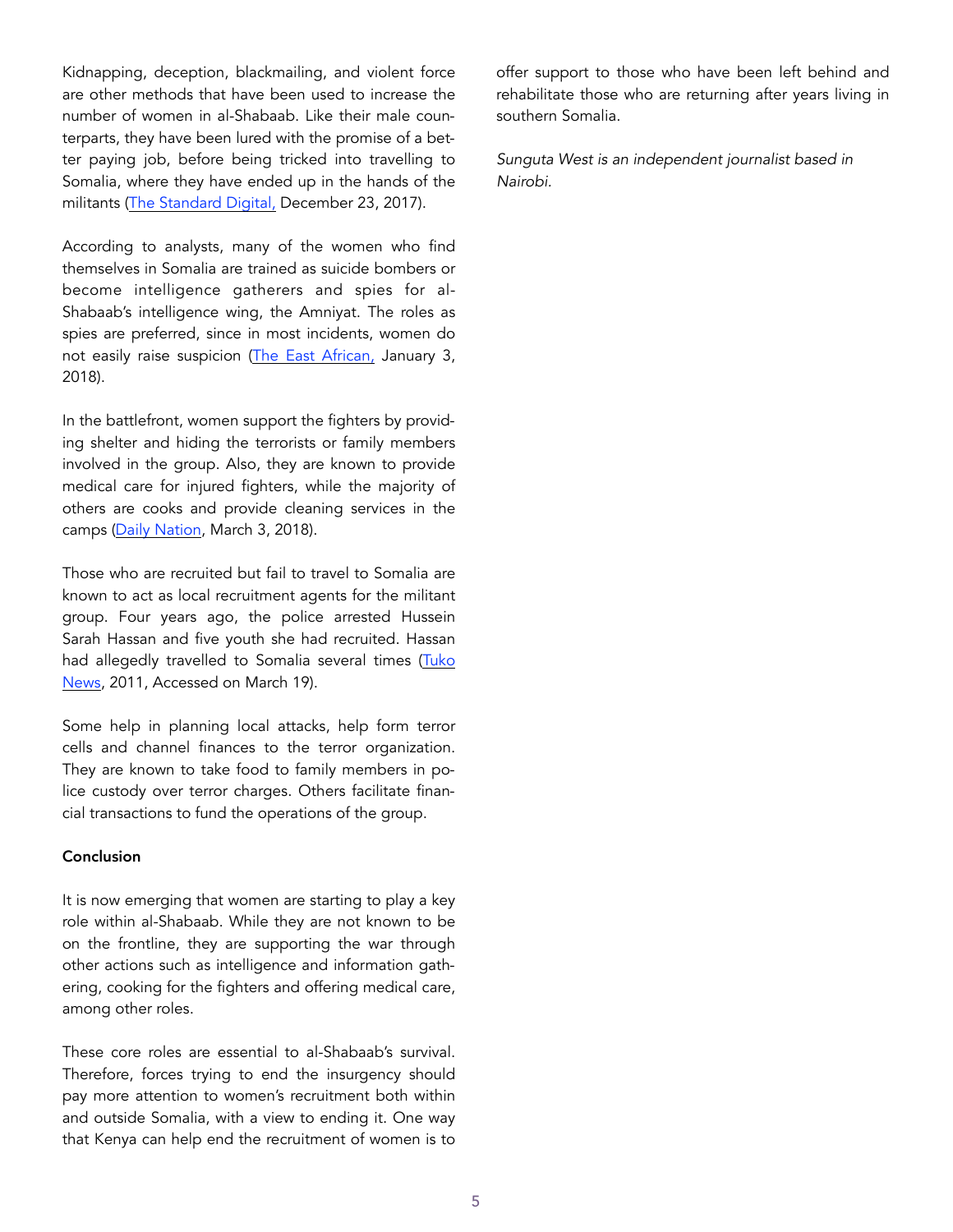Kidnapping, deception, blackmailing, and violent force are other methods that have been used to increase the number of women in al-Shabaab. Like their male counterparts, they have been lured with the promise of a better paying job, before being tricked into travelling to Somalia, where they have ended up in the hands of the militants (The Standard Digital, December 23, 2017).

According to analysts, many of the women who find themselves in Somalia are trained as suicide bombers or become intelligence gatherers and spies for al-Shabaab's intelligence wing, the Amniyat. The roles as spies are preferred, since in most incidents, women do not easily raise suspicion (The East African, January 3, 2018).

In the battlefront, women support the fighters by providing shelter and hiding the terrorists or family members involved in the group. Also, they are known to provide medical care for injured fighters, while the majority of others are cooks and provide cleaning services in the camps (Daily Nation, March 3, 2018).

Those who are recruited but fail to travel to Somalia are known to act as local recruitment agents for the militant group. Four years ago, the police arrested Hussein Sarah Hassan and five youth she had recruited. Hassan had allegedly travelled to Somalia several times (Tuko News, 2011, Accessed on March 19).

Some help in planning local attacks, help form terror cells and channel finances to the terror organization. They are known to take food to family members in police custody over terror charges. Others facilitate financial transactions to fund the operations of the group.

**Conclusion**

It is now emerging that women are starting to play a key role within al-Shabaab. While they are not known to be on the frontline, they are supporting the war through other actions such as intelligence and information gathering, cooking for the fighters and offering medical care, among other roles.

These core roles are essential to al-Shabaab's survival. Therefore, forces trying to end the insurgency should pay more attention to women's recruitment both within and outside Somalia, with a view to ending it. One way that Kenya can help end the recruitment of women is to offer support to those who have been left behind and rehabilitate those who are returning after years living in southern Somalia.

*Sunguta West is an independent journalist based in Nairobi.*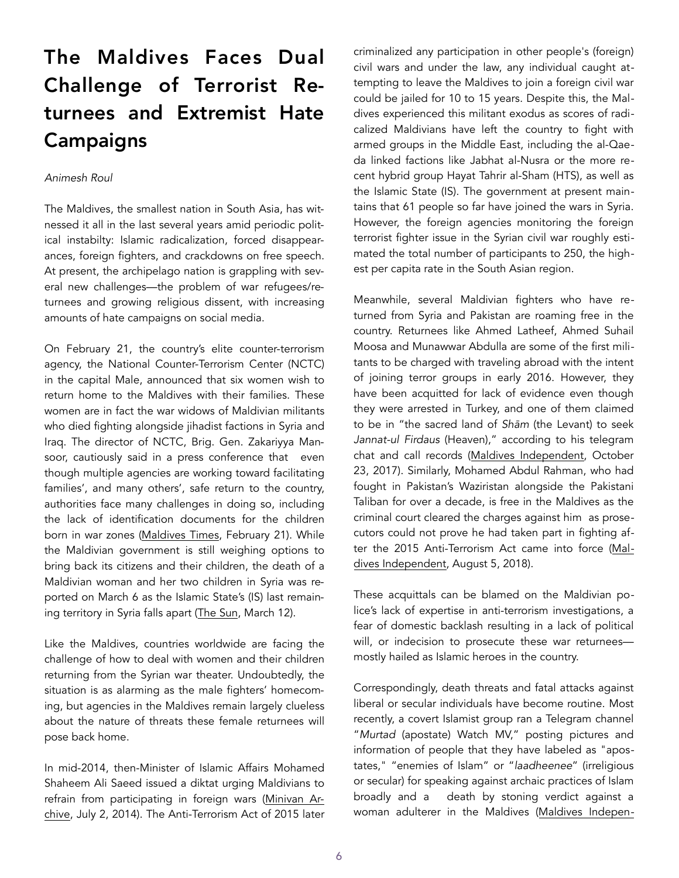# The Maldives Faces Dual Challenge of Terrorist Returnees and Extremist Hate Campaigns

*Animesh Roul*

The Maldives, the smallest nation in South Asia, has witnessed it all in the last several years amid periodic political instabilty: Islamic radicalization, forced disappearances, foreign fighters, and crackdowns on free speech. At present, the archipelago nation is grappling with several new challenges—the problem of war refugees/returnees and growing religious dissent, with increasing amounts of hate campaigns on social media.

On February 21, the country's elite counter-terrorism agency, the National Counter-Terrorism Center (NCTC) in the capital Male, announced that six women wish to return home to the Maldives with their families. These women are in fact the war widows of Maldivian militants who died fighting alongside jihadist factions in Syria and Iraq. The director of NCTC, Brig. Gen. Zakariyya Mansoor, cautiously said in a press conference that even though multiple agencies are working toward facilitating families', and many others', safe return to the country, authorities face many challenges in doing so, including the lack of identification documents for the children born in war zones (Maldives Times, February 21). While the Maldivian government is still weighing options to bring back its citizens and their children, the death of a Maldivian woman and her two children in Syria was reported on March 6 as the Islamic State's (IS) last remaining territory in Syria falls apart (The Sun, March 12).

Like the Maldives, countries worldwide are facing the challenge of how to deal with women and their children returning from the Syrian war theater. Undoubtedly, the situation is as alarming as the male fighters' homecoming, but agencies in the Maldives remain largely clueless about the nature of threats these female returnees will pose back home.

In mid-2014, then-Minister of Islamic Affairs Mohamed Shaheem Ali Saeed issued a diktat urging Maldivians to refrain from participating in foreign wars (Minivan Archive, July 2, 2014). The Anti-Terrorism Act of 2015 later criminalized any participation in other people's (foreign) civil wars and under the law, any individual caught attempting to leave the Maldives to join a foreign civil war could be jailed for 10 to 15 years. Despite this, the Maldives experienced this militant exodus as scores of radicalized Maldivians have left the country to fight with armed groups in the Middle East, including the al-Qaeda linked factions like Jabhat al-Nusra or the more recent hybrid group Hayat Tahrir al-Sham (HTS), as well as the Islamic State (IS). The government at present maintains that 61 people so far have joined the wars in Syria. However, the foreign agencies monitoring the foreign terrorist fighter issue in the Syrian civil war roughly estimated the total number of participants to 250, the highest per capita rate in the South Asian region.

Meanwhile, several Maldivian fighters who have returned from Syria and Pakistan are roaming free in the country. Returnees like Ahmed Latheef, Ahmed Suhail Moosa and Munawwar Abdulla are some of the first militants to be charged with traveling abroad with the intent of joining terror groups in early 2016. However, they have been acquitted for lack of evidence even though they were arrested in Turkey, and one of them claimed to be in "the sacred land of *Shām* (the Levant) to seek *Jannat-ul Firdaus* (Heaven)," according to his telegram chat and call records (Maldives Independent, October 23, 2017). Similarly, Mohamed Abdul Rahman, who had fought in Pakistan's Waziristan alongside the Pakistani Taliban for over a decade, is free in the Maldives as the criminal court cleared the charges against him as prosecutors could not prove he had taken part in fighting after the 2015 Anti-Terrorism Act came into force (Maldives Independent, August 5, 2018).

These acquittals can be blamed on the Maldivian police's lack of expertise in anti-terrorism investigations, a fear of domestic backlash resulting in a lack of political will, or indecision to prosecute these war returnees—mostly hailed as Islamic heroes in the country.

Correspondingly, death threats and fatal attacks against liberal or secular individuals have become routine. Most recently, a covert Islamist group ran a Telegram channel "*Murtad* (apostate) Watch MV," posting pictures and information of people that they have labeled as "apostates," "enemies of Islam" or "*laadheenee*" (irreligious or secular) for speaking against archaic practices of Islam broadly and a death by stoning verdict against a woman adulterer in the Maldives (Maldives Indepen-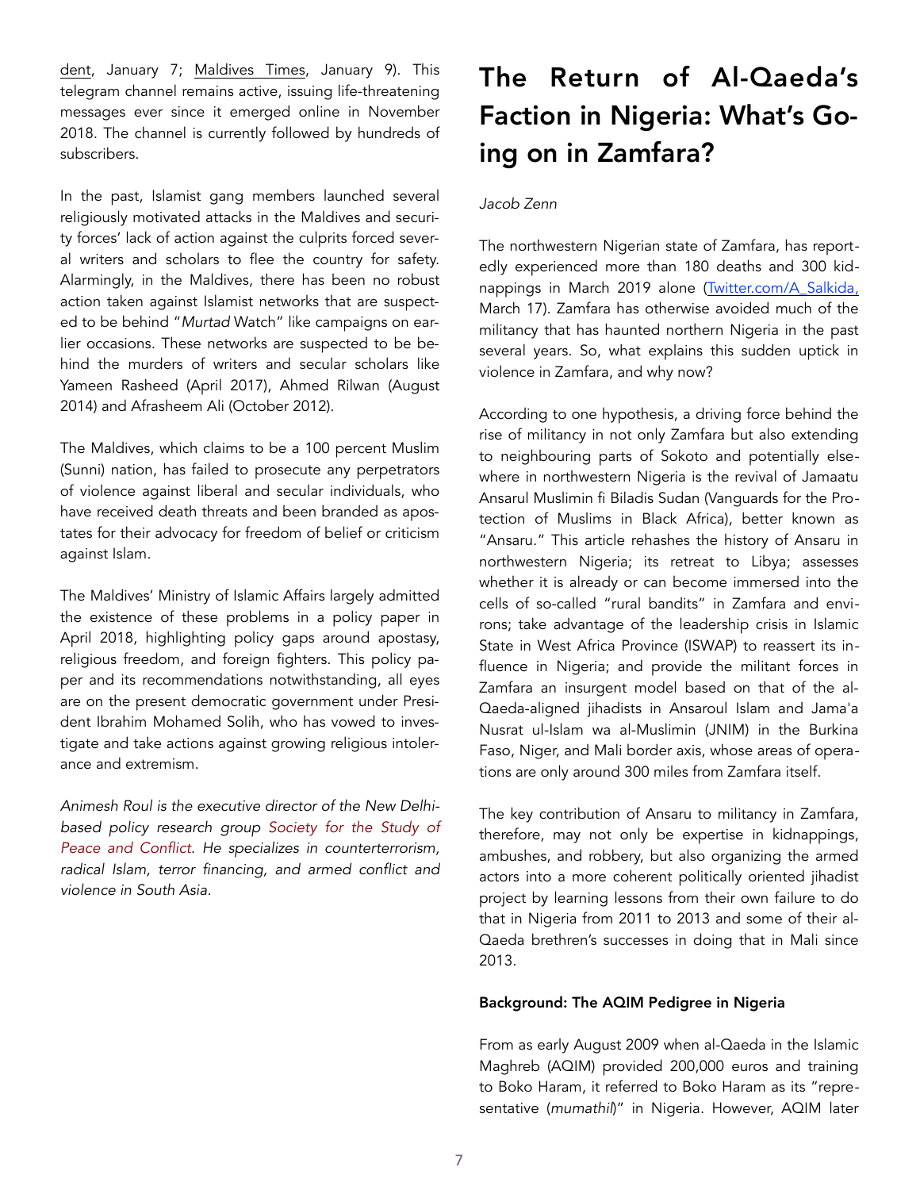dent, January 7; Maldives Times, January 9). This telegram channel remains active, issuing life-threatening messages ever since it emerged online in November 2018. The channel is currently followed by hundreds of subscribers.

In the past, Islamist gang members launched several religiously motivated attacks in the Maldives and security forces' lack of action against the culprits forced several writers and scholars to flee the country for safety. Alarmingly, in the Maldives, there has been no robust action taken against Islamist networks that are suspected to be behind "*Murtad* Watch" like campaigns on earlier occasions. These networks are suspected to be behind the murders of writers and secular scholars like Yameen Rasheed (April 2017), Ahmed Rilwan (August 2014) and Afrasheem Ali (October 2012).

The Maldives, which claims to be a 100 percent Muslim (Sunni) nation, has failed to prosecute any perpetrators of violence against liberal and secular individuals, who have received death threats and been branded as apostates for their advocacy for freedom of belief or criticism against Islam.

The Maldives' Ministry of Islamic Affairs largely admitted the existence of these problems in a policy paper in April 2018, highlighting policy gaps around apostasy, religious freedom, and foreign fighters. This policy paper and its recommendations notwithstanding, all eyes are on the present democratic government under President Ibrahim Mohamed Solih, who has vowed to investigate and take actions against growing religious intolerance and extremism.

*Animesh Roul is the executive director of the New Delhi-based policy research group Society for the Study of Peace and Conflict. He specializes in counterterrorism, radical Islam, terror financing, and armed conflict and violence in South Asia.*

# The Return of Al-Qaeda's Faction in Nigeria: What's Going on in Zamfara?

*Jacob Zenn*

The northwestern Nigerian state of Zamfara, has reportedly experienced more than 180 deaths and 300 kidnappings in March 2019 alone (Twitter.com/A_Salkida, March 17). Zamfara has otherwise avoided much of the militancy that has haunted northern Nigeria in the past several years. So, what explains this sudden uptick in violence in Zamfara, and why now?

According to one hypothesis, a driving force behind the rise of militancy in not only Zamfara but also extending to neighbouring parts of Sokoto and potentially elsewhere in northwestern Nigeria is the revival of Jamaatu Ansarul Muslimin fi Biladis Sudan (Vanguards for the Protection of Muslims in Black Africa), better known as "Ansaru." This article rehashes the history of Ansaru in northwestern Nigeria; its retreat to Libya; assesses whether it is already or can become immersed into the cells of so-called "rural bandits" in Zamfara and environs; take advantage of the leadership crisis in Islamic State in West Africa Province (ISWAP) to reassert its influence in Nigeria; and provide the militant forces in Zamfara an insurgent model based on that of the al-Qaeda-aligned jihadists in Ansaroul Islam and Jama'a Nusrat ul-Islam wa al-Muslimin (JNIM) in the Burkina Faso, Niger, and Mali border axis, whose areas of operations are only around 300 miles from Zamfara itself.

The key contribution of Ansaru to militancy in Zamfara, therefore, may not only be expertise in kidnappings, ambushes, and robbery, but also organizing the armed actors into a more coherent politically oriented jihadist project by learning lessons from their own failure to do that in Nigeria from 2011 to 2013 and some of their al-Qaeda brethren's successes in doing that in Mali since 2013.

**Background: The AQIM Pedigree in Nigeria**

From as early August 2009 when al-Qaeda in the Islamic Maghreb (AQIM) provided 200,000 euros and training to Boko Haram, it referred to Boko Haram as its "representative (*mumathil*)" in Nigeria. However, AQIM later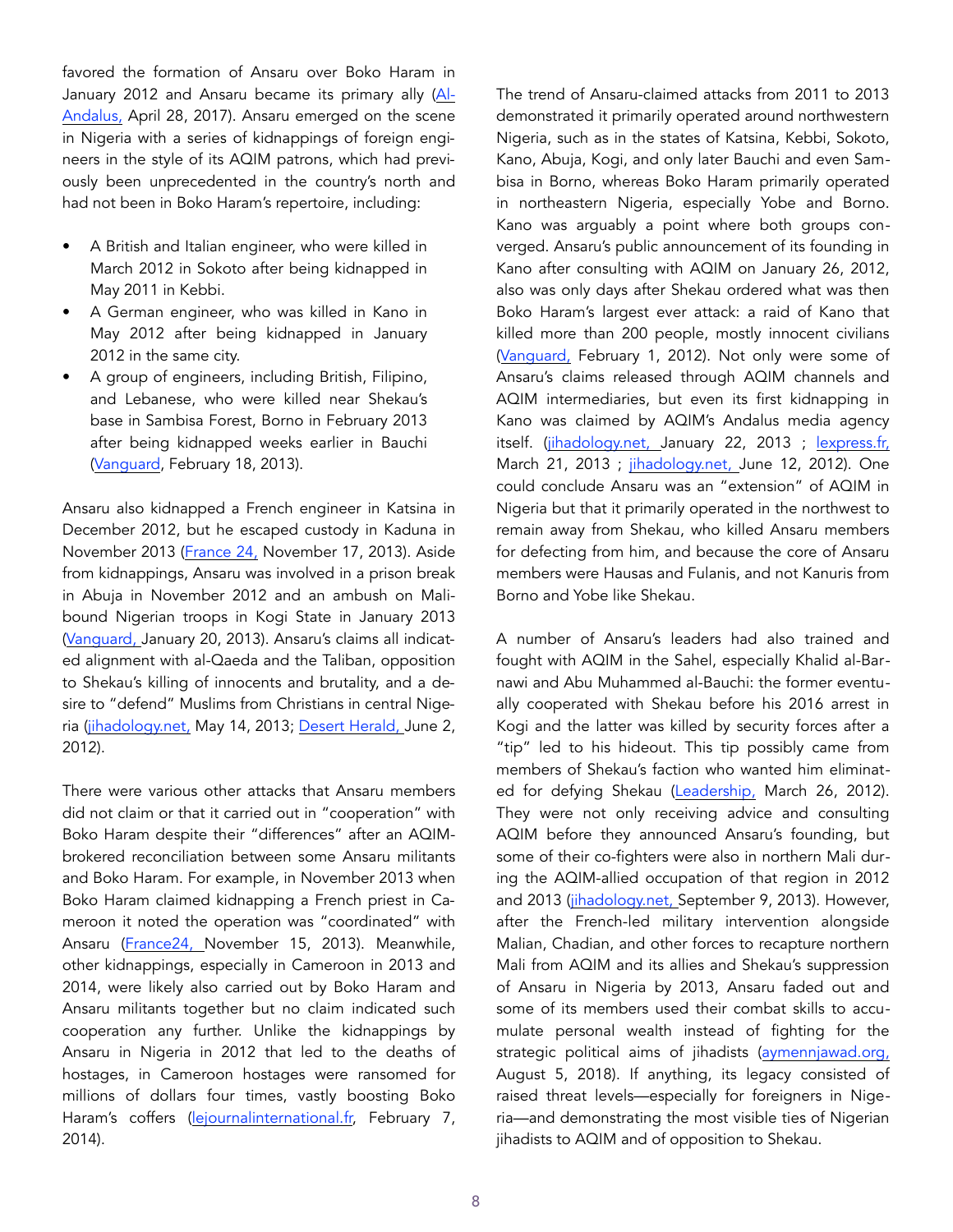favored the formation of Ansaru over Boko Haram in January 2012 and Ansaru became its primary ally (Al-Andalus, April 28, 2017). Ansaru emerged on the scene in Nigeria with a series of kidnappings of foreign engineers in the style of its AQIM patrons, which had previously been unprecedented in the country's north and had not been in Boko Haram's repertoire, including:

- A British and Italian engineer, who were killed in March 2012 in Sokoto after being kidnapped in May 2011 in Kebbi.
- A German engineer, who was killed in Kano in May 2012 after being kidnapped in January 2012 in the same city.
- A group of engineers, including British, Filipino, and Lebanese, who were killed near Shekau's base in Sambisa Forest, Borno in February 2013 after being kidnapped weeks earlier in Bauchi (Vanguard, February 18, 2013).

Ansaru also kidnapped a French engineer in Katsina in December 2012, but he escaped custody in Kaduna in November 2013 (France 24, November 17, 2013). Aside from kidnappings, Ansaru was involved in a prison break in Abuja in November 2012 and an ambush on Mali-bound Nigerian troops in Kogi State in January 2013 (Vanguard, January 20, 2013). Ansaru's claims all indicated alignment with al-Qaeda and the Taliban, opposition to Shekau's killing of innocents and brutality, and a desire to "defend" Muslims from Christians in central Nigeria (jihadology.net, May 14, 2013; Desert Herald, June 2, 2012).

There were various other attacks that Ansaru members did not claim or that it carried out in "cooperation" with Boko Haram despite their "differences" after an AQIM-brokered reconciliation between some Ansaru militants and Boko Haram. For example, in November 2013 when Boko Haram claimed kidnapping a French priest in Cameroon it noted the operation was "coordinated" with Ansaru (France24, November 15, 2013). Meanwhile, other kidnappings, especially in Cameroon in 2013 and 2014, were likely also carried out by Boko Haram and Ansaru militants together but no claim indicated such cooperation any further. Unlike the kidnappings by Ansaru in Nigeria in 2012 that led to the deaths of hostages, in Cameroon hostages were ransomed for millions of dollars four times, vastly boosting Boko Haram's coffers (lejournalinternational.fr, February 7, 2014).

The trend of Ansaru-claimed attacks from 2011 to 2013 demonstrated it primarily operated around northwestern Nigeria, such as in the states of Katsina, Kebbi, Sokoto, Kano, Abuja, Kogi, and only later Bauchi and even Sambisa in Borno, whereas Boko Haram primarily operated in northeastern Nigeria, especially Yobe and Borno. Kano was arguably a point where both groups converged. Ansaru's public announcement of its founding in Kano after consulting with AQIM on January 26, 2012, also was only days after Shekau ordered what was then Boko Haram's largest ever attack: a raid of Kano that killed more than 200 people, mostly innocent civilians (Vanguard, February 1, 2012). Not only were some of Ansaru's claims released through AQIM channels and AQIM intermediaries, but even its first kidnapping in Kano was claimed by AQIM's Andalus media agency itself. (jihadology.net, January 22, 2013 ; lexpress.fr, March 21, 2013 ; jihadology.net, June 12, 2012). One could conclude Ansaru was an "extension" of AQIM in Nigeria but that it primarily operated in the northwest to remain away from Shekau, who killed Ansaru members for defecting from him, and because the core of Ansaru members were Hausas and Fulanis, and not Kanuris from Borno and Yobe like Shekau.

A number of Ansaru's leaders had also trained and fought with AQIM in the Sahel, especially Khalid al-Barnawi and Abu Muhammed al-Bauchi: the former eventually cooperated with Shekau before his 2016 arrest in Kogi and the latter was killed by security forces after a "tip" led to his hideout. This tip possibly came from members of Shekau's faction who wanted him eliminated for defying Shekau (Leadership, March 26, 2012). They were not only receiving advice and consulting AQIM before they announced Ansaru's founding, but some of their co-fighters were also in northern Mali during the AQIM-allied occupation of that region in 2012 and 2013 (jihadology.net, September 9, 2013). However, after the French-led military intervention alongside Malian, Chadian, and other forces to recapture northern Mali from AQIM and its allies and Shekau's suppression of Ansaru in Nigeria by 2013, Ansaru faded out and some of its members used their combat skills to accumulate personal wealth instead of fighting for the strategic political aims of jihadists (aymennjawad.org, August 5, 2018). If anything, its legacy consisted of raised threat levels—especially for foreigners in Nigeria—and demonstrating the most visible ties of Nigerian jihadists to AQIM and of opposition to Shekau.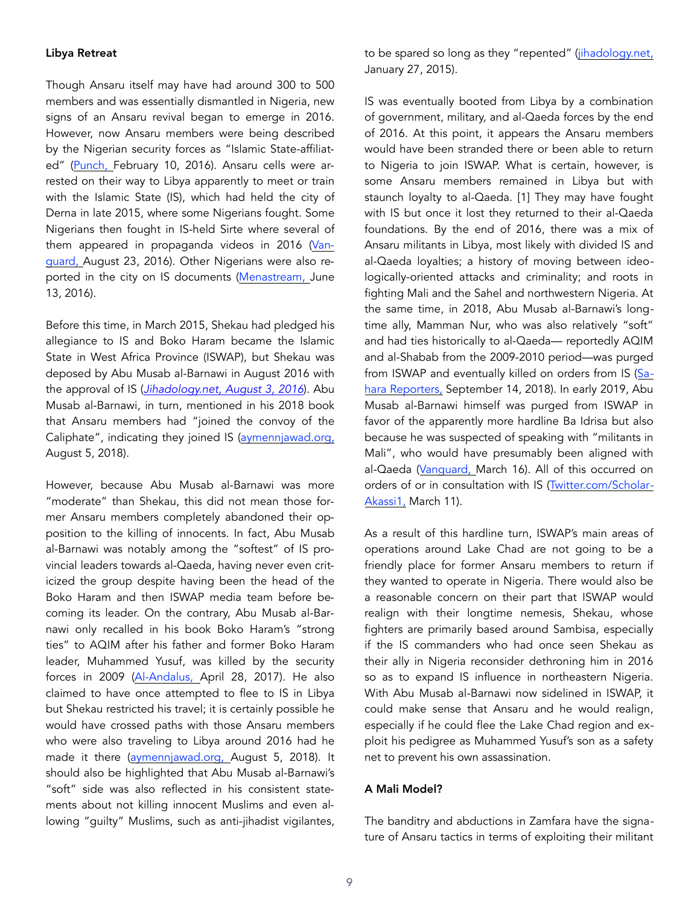**Libya Retreat**

Though Ansaru itself may have had around 300 to 500 members and was essentially dismantled in Nigeria, new signs of an Ansaru revival began to emerge in 2016. However, now Ansaru members were being described by the Nigerian security forces as "Islamic State-affiliated" (Punch, February 10, 2016). Ansaru cells were arrested on their way to Libya apparently to meet or train with the Islamic State (IS), which had held the city of Derna in late 2015, where some Nigerians fought. Some Nigerians then fought in IS-held Sirte where several of them appeared in propaganda videos in 2016 (Vanguard, August 23, 2016). Other Nigerians were also reported in the city on IS documents (Menastream, June 13, 2016).

Before this time, in March 2015, Shekau had pledged his allegiance to IS and Boko Haram became the Islamic State in West Africa Province (ISWAP), but Shekau was deposed by Abu Musab al-Barnawi in August 2016 with the approval of IS (*Jihadology.net, August 3, 2016*). Abu Musab al-Barnawi, in turn, mentioned in his 2018 book that Ansaru members had "joined the convoy of the Caliphate", indicating they joined IS (aymennjawad.org, August 5, 2018).

However, because Abu Musab al-Barnawi was more "moderate" than Shekau, this did not mean those former Ansaru members completely abandoned their opposition to the killing of innocents. In fact, Abu Musab al-Barnawi was notably among the "softest" of IS provincial leaders towards al-Qaeda, having never even criticized the group despite having been the head of the Boko Haram and then ISWAP media team before becoming its leader. On the contrary, Abu Musab al-Barnawi only recalled in his book Boko Haram's "strong ties" to AQIM after his father and former Boko Haram leader, Muhammed Yusuf, was killed by the security forces in 2009 (Al-Andalus, April 28, 2017). He also claimed to have once attempted to flee to IS in Libya but Shekau restricted his travel; it is certainly possible he would have crossed paths with those Ansaru members who were also traveling to Libya around 2016 had he made it there (aymennjawad.org, August 5, 2018). It should also be highlighted that Abu Musab al-Barnawi's "soft" side was also reflected in his consistent statements about not killing innocent Muslims and even allowing "guilty" Muslims, such as anti-jihadist vigilantes, to be spared so long as they "repented" (jihadology.net, January 27, 2015).

IS was eventually booted from Libya by a combination of government, military, and al-Qaeda forces by the end of 2016. At this point, it appears the Ansaru members would have been stranded there or been able to return to Nigeria to join ISWAP. What is certain, however, is some Ansaru members remained in Libya but with staunch loyalty to al-Qaeda. [1] They may have fought with IS but once it lost they returned to their al-Qaeda foundations. By the end of 2016, there was a mix of Ansaru militants in Libya, most likely with divided IS and al-Qaeda loyalties; a history of moving between ideologically-oriented attacks and criminality; and roots in fighting Mali and the Sahel and northwestern Nigeria. At the same time, in 2018, Abu Musab al-Barnawi's longtime ally, Mamman Nur, who was also relatively "soft" and had ties historically to al-Qaeda— reportedly AQIM and al-Shabab from the 2009-2010 period—was purged from ISWAP and eventually killed on orders from IS (Sahara Reporters, September 14, 2018). In early 2019, Abu Musab al-Barnawi himself was purged from ISWAP in favor of the apparently more hardline Ba Idrisa but also because he was suspected of speaking with "militants in Mali", who would have presumably been aligned with al-Qaeda (Vanguard, March 16). All of this occurred on orders of or in consultation with IS (Twitter.com/ScholarAkassi1, March 11).

As a result of this hardline turn, ISWAP's main areas of operations around Lake Chad are not going to be a friendly place for former Ansaru members to return if they wanted to operate in Nigeria. There would also be a reasonable concern on their part that ISWAP would realign with their longtime nemesis, Shekau, whose fighters are primarily based around Sambisa, especially if the IS commanders who had once seen Shekau as their ally in Nigeria reconsider dethroning him in 2016 so as to expand IS influence in northeastern Nigeria. With Abu Musab al-Barnawi now sidelined in ISWAP, it could make sense that Ansaru and he would realign, especially if he could flee the Lake Chad region and exploit his pedigree as Muhammed Yusuf's son as a safety net to prevent his own assassination.

**A Mali Model?**

The banditry and abductions in Zamfara have the signature of Ansaru tactics in terms of exploiting their militant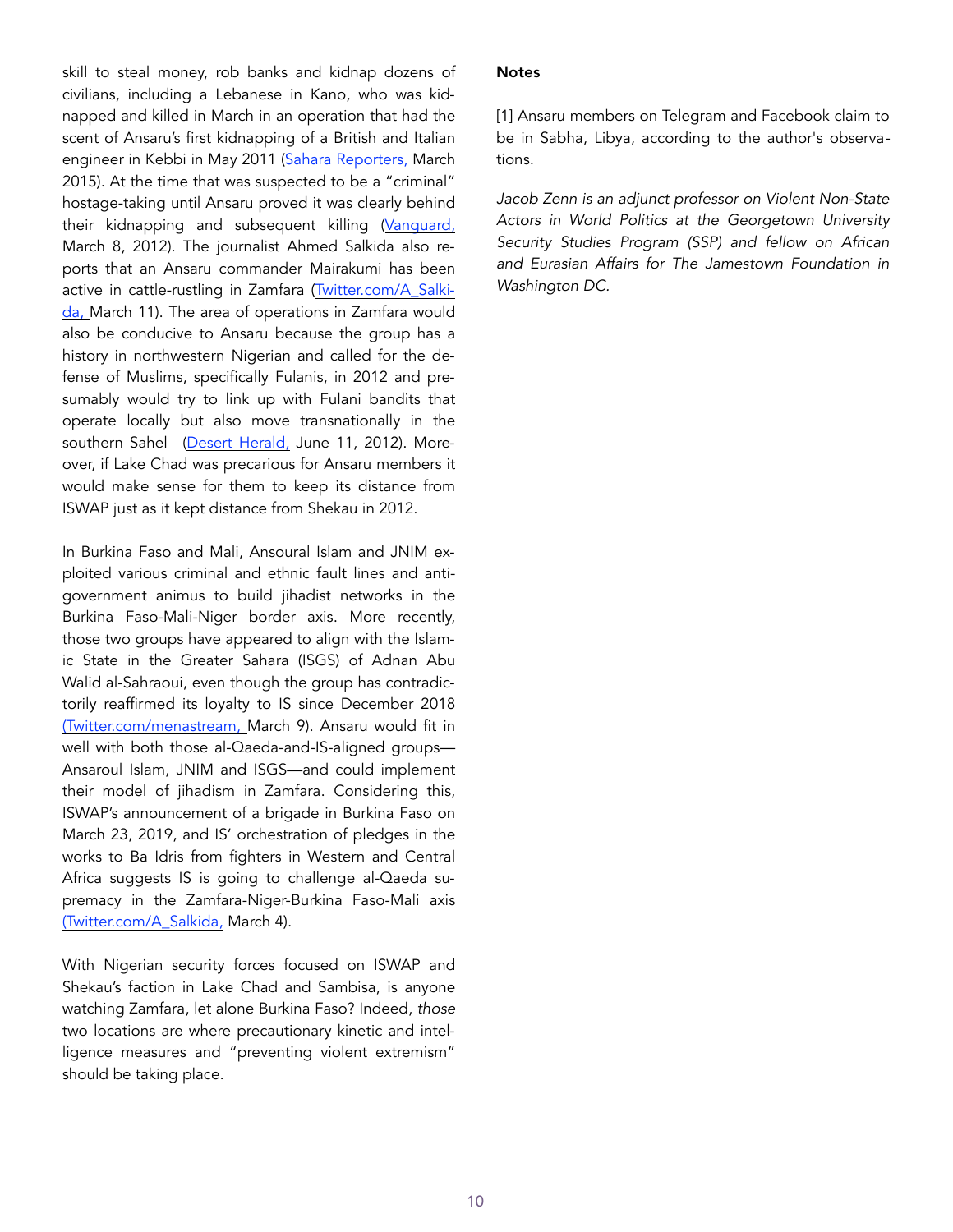skill to steal money, rob banks and kidnap dozens of civilians, including a Lebanese in Kano, who was kidnapped and killed in March in an operation that had the scent of Ansaru's first kidnapping of a British and Italian engineer in Kebbi in May 2011 (Sahara Reporters, March 2015). At the time that was suspected to be a "criminal" hostage-taking until Ansaru proved it was clearly behind their kidnapping and subsequent killing (Vanguard, March 8, 2012). The journalist Ahmed Salkida also reports that an Ansaru commander Mairakumi has been active in cattle-rustling in Zamfara (Twitter.com/A_Salkida, March 11). The area of operations in Zamfara would also be conducive to Ansaru because the group has a history in northwestern Nigerian and called for the defense of Muslims, specifically Fulanis, in 2012 and presumably would try to link up with Fulani bandits that operate locally but also move transnationally in the southern Sahel (Desert Herald, June 11, 2012). Moreover, if Lake Chad was precarious for Ansaru members it would make sense for them to keep its distance from ISWAP just as it kept distance from Shekau in 2012.

In Burkina Faso and Mali, Ansoural Islam and JNIM exploited various criminal and ethnic fault lines and anti-government animus to build jihadist networks in the Burkina Faso-Mali-Niger border axis. More recently, those two groups have appeared to align with the Islamic State in the Greater Sahara (ISGS) of Adnan Abu Walid al-Sahraoui, even though the group has contradictorily reaffirmed its loyalty to IS since December 2018 (Twitter.com/menastream, March 9). Ansaru would fit in well with both those al-Qaeda-and-IS-aligned groups—Ansaroul Islam, JNIM and ISGS—and could implement their model of jihadism in Zamfara. Considering this, ISWAP's announcement of a brigade in Burkina Faso on March 23, 2019, and IS' orchestration of pledges in the works to Ba Idris from fighters in Western and Central Africa suggests IS is going to challenge al-Qaeda supremacy in the Zamfara-Niger-Burkina Faso-Mali axis (Twitter.com/A_Salkida, March 4).

With Nigerian security forces focused on ISWAP and Shekau's faction in Lake Chad and Sambisa, is anyone watching Zamfara, let alone Burkina Faso? Indeed, *those* two locations are where precautionary kinetic and intelligence measures and "preventing violent extremism" should be taking place.

**Notes**

[1] Ansaru members on Telegram and Facebook claim to be in Sabha, Libya, according to the author's observations.

*Jacob Zenn is an adjunct professor on Violent Non-State Actors in World Politics at the Georgetown University Security Studies Program (SSP) and fellow on African and Eurasian Affairs for The Jamestown Foundation in Washington DC.*